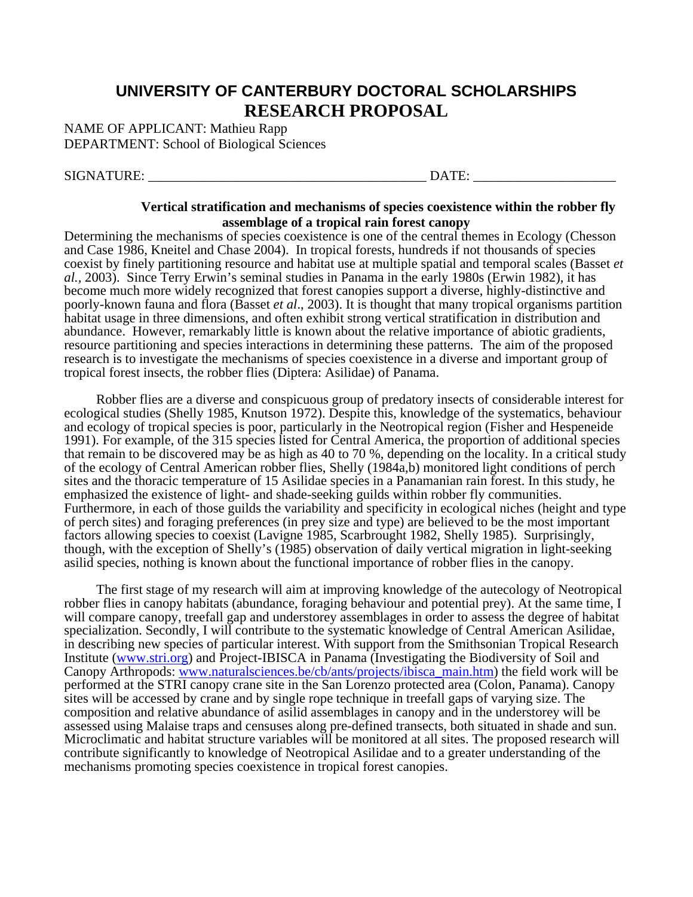# UNIVERSITY OF CANTERBURY DOCTORAL SCHOLARSHIPS
# RESEARCH PROPOSAL

NAME OF APPLICANT: Mathieu Rapp
DEPARTMENT: School of Biological Sciences

SIGNATURE: ________________________________________ DATE: ____________________

## Vertical stratification and mechanisms of species coexistence within the robber fly assemblage of a tropical rain forest canopy

Determining the mechanisms of species coexistence is one of the central themes in Ecology (Chesson and Case 1986, Kneitel and Chase 2004). In tropical forests, hundreds if not thousands of species coexist by finely partitioning resource and habitat use at multiple spatial and temporal scales (Basset *et al.*, 2003). Since Terry Erwin's seminal studies in Panama in the early 1980s (Erwin 1982), it has become much more widely recognized that forest canopies support a diverse, highly-distinctive and poorly-known fauna and flora (Basset *et al*., 2003). It is thought that many tropical organisms partition habitat usage in three dimensions, and often exhibit strong vertical stratification in distribution and abundance. However, remarkably little is known about the relative importance of abiotic gradients, resource partitioning and species interactions in determining these patterns. The aim of the proposed research is to investigate the mechanisms of species coexistence in a diverse and important group of tropical forest insects, the robber flies (Diptera: Asilidae) of Panama.

Robber flies are a diverse and conspicuous group of predatory insects of considerable interest for ecological studies (Shelly 1985, Knutson 1972). Despite this, knowledge of the systematics, behaviour and ecology of tropical species is poor, particularly in the Neotropical region (Fisher and Hespeneide 1991). For example, of the 315 species listed for Central America, the proportion of additional species that remain to be discovered may be as high as 40 to 70 %, depending on the locality. In a critical study of the ecology of Central American robber flies, Shelly (1984a,b) monitored light conditions of perch sites and the thoracic temperature of 15 Asilidae species in a Panamanian rain forest. In this study, he emphasized the existence of light- and shade-seeking guilds within robber fly communities. Furthermore, in each of those guilds the variability and specificity in ecological niches (height and type of perch sites) and foraging preferences (in prey size and type) are believed to be the most important factors allowing species to coexist (Lavigne 1985, Scarbrought 1982, Shelly 1985). Surprisingly, though, with the exception of Shelly's (1985) observation of daily vertical migration in light-seeking asilid species, nothing is known about the functional importance of robber flies in the canopy.

The first stage of my research will aim at improving knowledge of the autecology of Neotropical robber flies in canopy habitats (abundance, foraging behaviour and potential prey). At the same time, I will compare canopy, treefall gap and understorey assemblages in order to assess the degree of habitat specialization. Secondly, I will contribute to the systematic knowledge of Central American Asilidae, in describing new species of particular interest. With support from the Smithsonian Tropical Research Institute (www.stri.org) and Project-IBISCA in Panama (Investigating the Biodiversity of Soil and Canopy Arthropods: www.naturalsciences.be/cb/ants/projects/ibisca_main.htm) the field work will be performed at the STRI canopy crane site in the San Lorenzo protected area (Colon, Panama). Canopy sites will be accessed by crane and by single rope technique in treefall gaps of varying size. The composition and relative abundance of asilid assemblages in canopy and in the understorey will be assessed using Malaise traps and censuses along pre-defined transects, both situated in shade and sun. Microclimatic and habitat structure variables will be monitored at all sites. The proposed research will contribute significantly to knowledge of Neotropical Asilidae and to a greater understanding of the mechanisms promoting species coexistence in tropical forest canopies.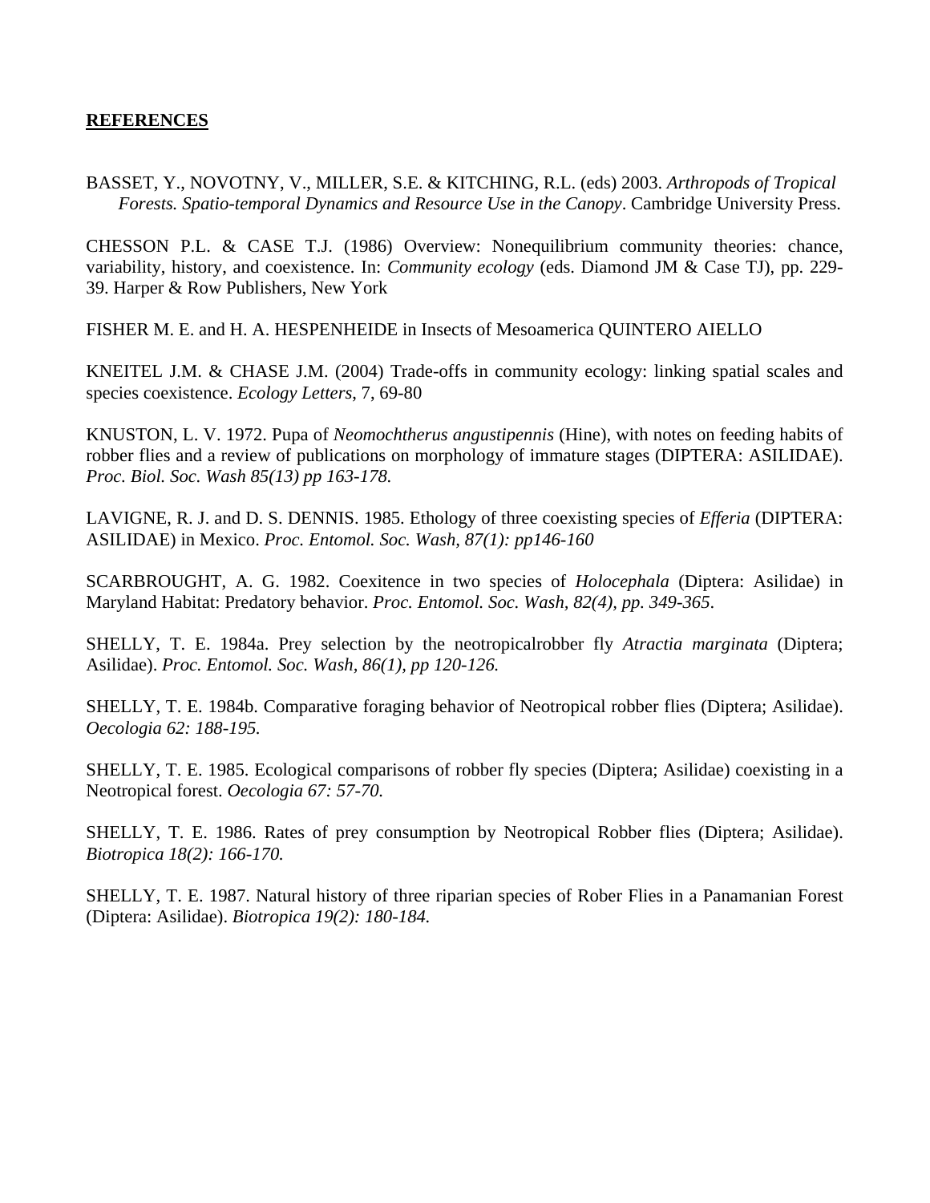**REFERENCES**

BASSET, Y., NOVOTNY, V., MILLER, S.E. & KITCHING, R.L. (eds) 2003. *Arthropods of Tropical Forests. Spatio-temporal Dynamics and Resource Use in the Canopy*. Cambridge University Press.

CHESSON P.L. & CASE T.J. (1986) Overview: Nonequilibrium community theories: chance, variability, history, and coexistence. In: *Community ecology* (eds. Diamond JM & Case TJ), pp. 229-39. Harper & Row Publishers, New York

FISHER M. E. and H. A. HESPENHEIDE in Insects of Mesoamerica QUINTERO AIELLO

KNEITEL J.M. & CHASE J.M. (2004) Trade-offs in community ecology: linking spatial scales and species coexistence. *Ecology Letters*, 7, 69-80

KNUSTON, L. V. 1972. Pupa of *Neomochtherus angustipennis* (Hine), with notes on feeding habits of robber flies and a review of publications on morphology of immature stages (DIPTERA: ASILIDAE). *Proc. Biol. Soc. Wash 85(13) pp 163-178.*

LAVIGNE, R. J. and D. S. DENNIS. 1985. Ethology of three coexisting species of *Efferia* (DIPTERA: ASILIDAE) in Mexico. *Proc. Entomol. Soc. Wash, 87(1): pp146-160*

SCARBROUGHT, A. G. 1982. Coexitence in two species of *Holocephala* (Diptera: Asilidae) in Maryland Habitat: Predatory behavior. *Proc. Entomol. Soc. Wash, 82(4), pp. 349-365*.

SHELLY, T. E. 1984a. Prey selection by the neotropicalrobber fly *Atractia marginata* (Diptera; Asilidae). *Proc. Entomol. Soc. Wash, 86(1), pp 120-126.*

SHELLY, T. E. 1984b. Comparative foraging behavior of Neotropical robber flies (Diptera; Asilidae). *Oecologia 62: 188-195.*

SHELLY, T. E. 1985. Ecological comparisons of robber fly species (Diptera; Asilidae) coexisting in a Neotropical forest. *Oecologia 67: 57-70.*

SHELLY, T. E. 1986. Rates of prey consumption by Neotropical Robber flies (Diptera; Asilidae). *Biotropica 18(2): 166-170.*

SHELLY, T. E. 1987. Natural history of three riparian species of Rober Flies in a Panamanian Forest (Diptera: Asilidae). *Biotropica 19(2): 180-184.*